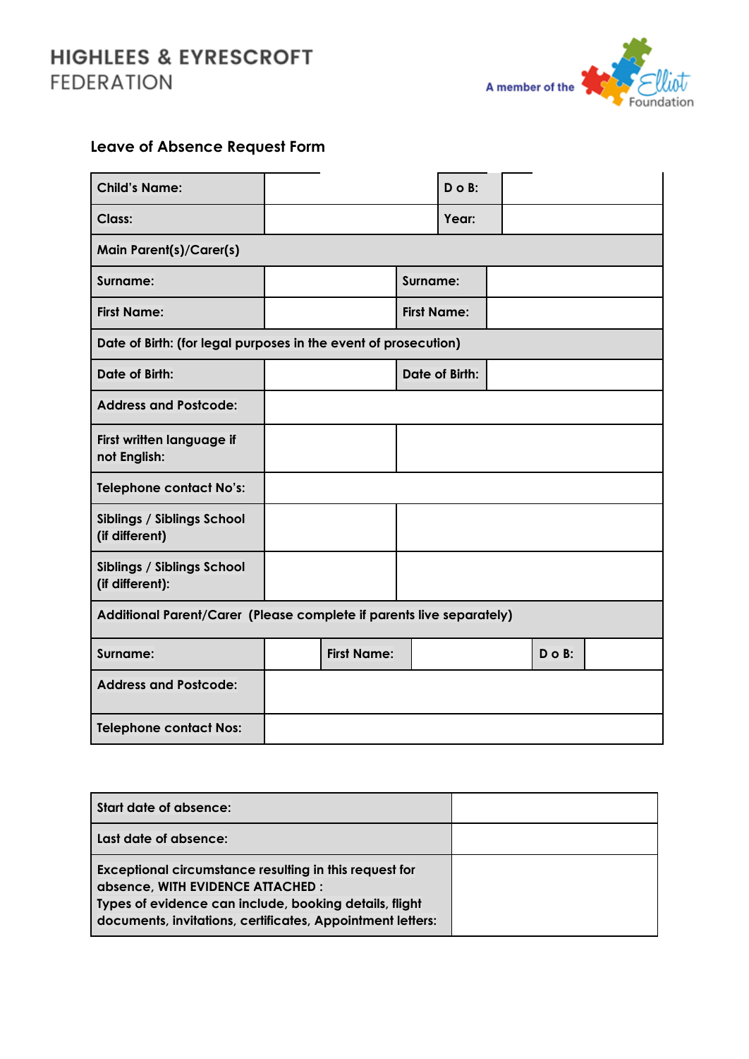HIGHLEES & EYRESCROFT
FEDERATION

A member of the Elliot Foundation

## Leave of Absence Request Form

| Child's Name: | | D o B: | | | |
|---|---|---|---|---|---|
| Class: | | Year: | | | |
| Main Parent(s)/Carer(s) | | | | | |
| Surname: | | Surname: | | | |
| First Name: | | First Name: | | | |
| Date of Birth: (for legal purposes in the event of prosecution) | | | | | |
| Date of Birth: | | Date of Birth: | | | |
| Address and Postcode: | | | | | |
| First written language if not English: | | | | | |
| Telephone contact No's: | | | | | |
| Siblings / Siblings School (if different) | | | | | |
| Siblings / Siblings School (if different): | | | | | |
| Additional Parent/Carer (Please complete if parents live separately) | | | | | |
| Surname: | | First Name: | | D o B: | |
| Address and Postcode: | | | | | |
| Telephone contact Nos: | | | | | |

| Start date of absence: | |
|---|---|
| Last date of absence: | |
| Exceptional circumstance resulting in this request for absence, WITH EVIDENCE ATTACHED : Types of evidence can include, booking details, flight documents, invitations, certificates, Appointment letters: | |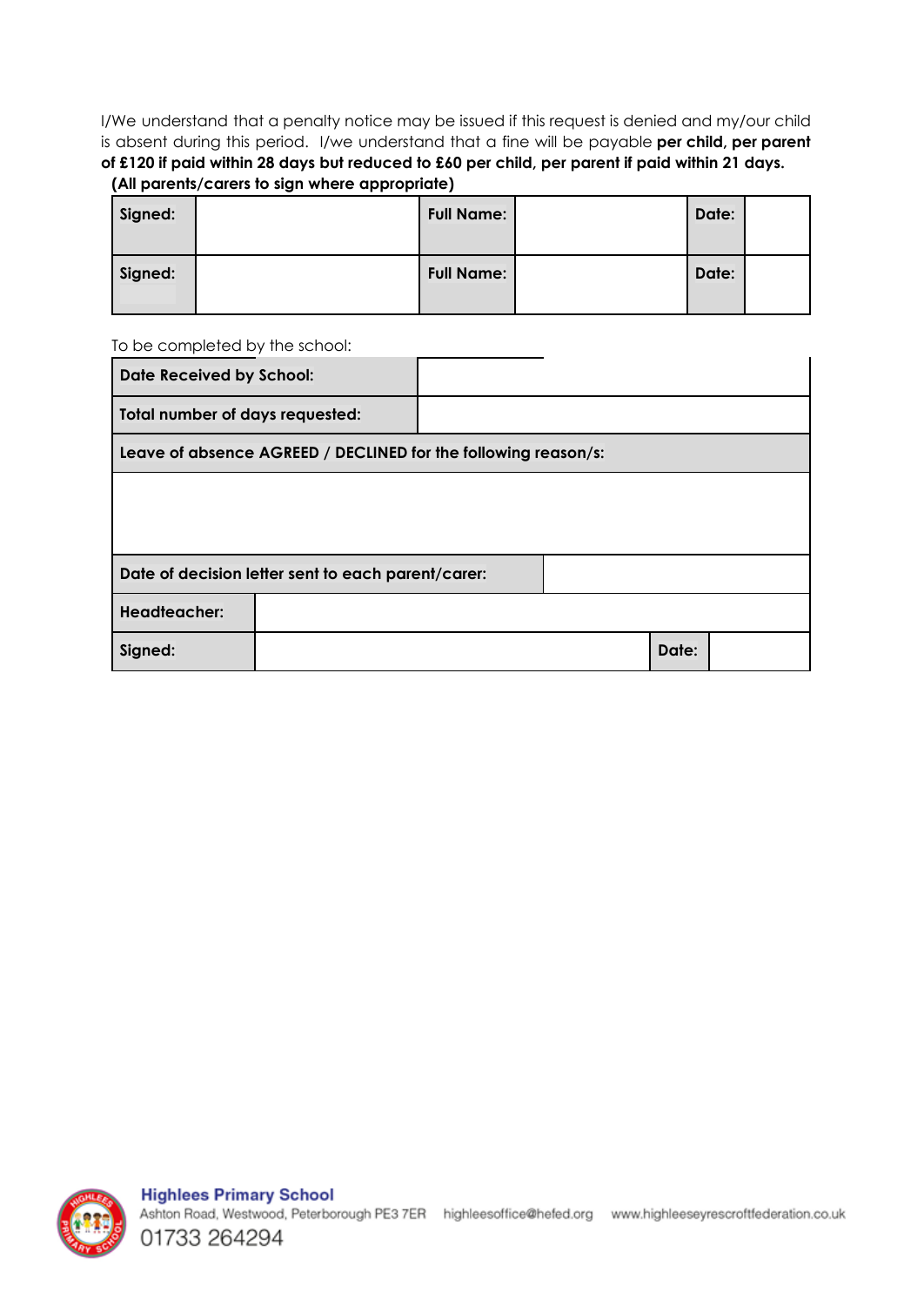I/We understand that a penalty notice may be issued if this request is denied and my/our child is absent during this period. I/we understand that a fine will be payable **per child, per parent of £120 if paid within 28 days but reduced to £60 per child, per parent if paid within 21 days.**

**(All parents/carers to sign where appropriate)**

| | | | | | |
|---|---|---|---|---|---|
| **Signed:** | | **Full Name:** | | **Date:** | |
| **Signed:** | | **Full Name:** | | **Date:** | |

To be completed by the school:

| | | | |
|---|---|---|---|
| **Date Received by School:** | | | |
| **Total number of days requested:** | | | |
| **Leave of absence AGREED / DECLINED for the following reason/s:** | | | |
| | | | |
| **Date of decision letter sent to each parent/carer:** | | | |
| **Headteacher:** | | | |
| **Signed:** | | **Date:** | |

**Highlees Primary School**
Ashton Road, Westwood, Peterborough PE3 7ER highleesoffice@hefed.org www.highleeseyrescroftfederation.co.uk
01733 264294